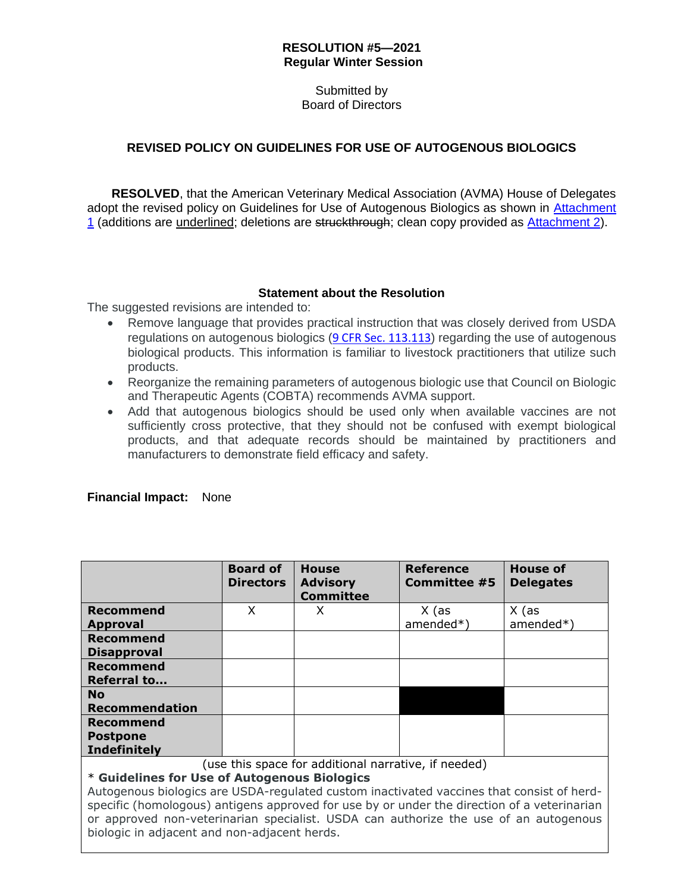**RESOLUTION #5—2021**
**Regular Winter Session**

Submitted by
Board of Directors

**REVISED POLICY ON GUIDELINES FOR USE OF AUTOGENOUS BIOLOGICS**

**RESOLVED**, that the American Veterinary Medical Association (AVMA) House of Delegates adopt the revised policy on Guidelines for Use of Autogenous Biologics as shown in Attachment 1 (additions are <u>underlined</u>; deletions are ~~struckthrough~~; clean copy provided as Attachment 2).

**Statement about the Resolution**

The suggested revisions are intended to:

- Remove language that provides practical instruction that was closely derived from USDA regulations on autogenous biologics (9 CFR Sec. 113.113) regarding the use of autogenous biological products. This information is familiar to livestock practitioners that utilize such products.
- Reorganize the remaining parameters of autogenous biologic use that Council on Biologic and Therapeutic Agents (COBTA) recommends AVMA support.
- Add that autogenous biologics should be used only when available vaccines are not sufficiently cross protective, that they should not be confused with exempt biological products, and that adequate records should be maintained by practitioners and manufacturers to demonstrate field efficacy and safety.

**Financial Impact:** None

| | Board of Directors | House Advisory Committee | Reference Committee #5 | House of Delegates |
|---|---|---|---|---|
| **Recommend Approval** | X | X | X (as amended*) | X (as amended*) |
| **Recommend Disapproval** | | | | |
| **Recommend Referral to…** | | | | |
| **No Recommendation** | | | | |
| **Recommend Postpone Indefinitely** | | | | |

(use this space for additional narrative, if needed)

**\* Guidelines for Use of Autogenous Biologics**

Autogenous biologics are USDA-regulated custom inactivated vaccines that consist of herd-specific (homologous) antigens approved for use by or under the direction of a veterinarian or approved non-veterinarian specialist. USDA can authorize the use of an autogenous biologic in adjacent and non-adjacent herds.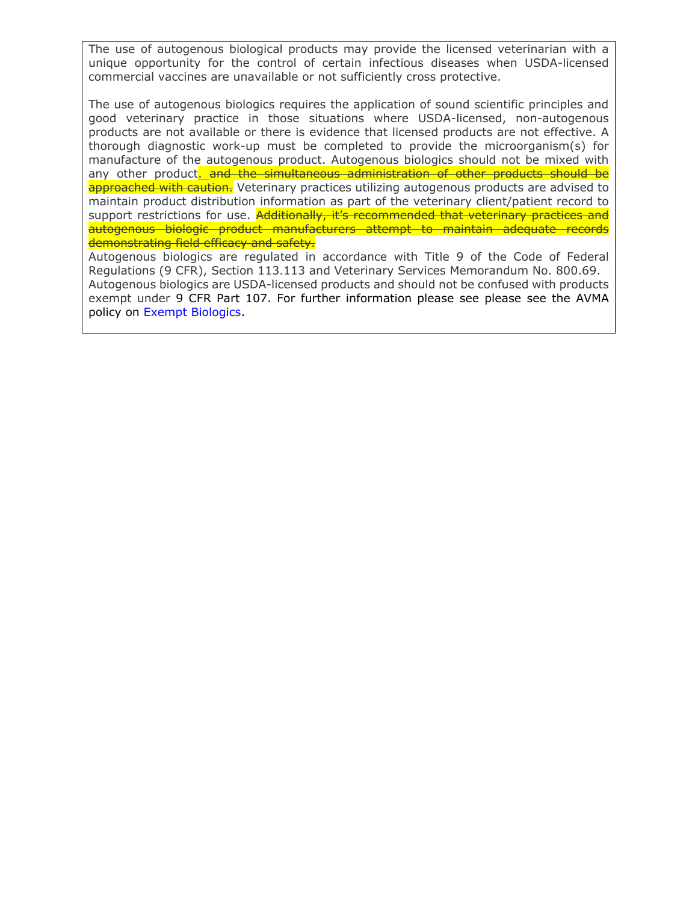The use of autogenous biological products may provide the licensed veterinarian with a unique opportunity for the control of certain infectious diseases when USDA-licensed commercial vaccines are unavailable or not sufficiently cross protective.

The use of autogenous biologics requires the application of sound scientific principles and good veterinary practice in those situations where USDA-licensed, non-autogenous products are not available or there is evidence that licensed products are not effective. A thorough diagnostic work-up must be completed to provide the microorganism(s) for manufacture of the autogenous product. Autogenous biologics should not be mixed with any other product. ~~and the simultaneous administration of other products should be approached with caution.~~ Veterinary practices utilizing autogenous products are advised to maintain product distribution information as part of the veterinary client/patient record to support restrictions for use. ~~Additionally, it's recommended that veterinary practices and autogenous biologic product manufacturers attempt to maintain adequate records demonstrating field efficacy and safety.~~

Autogenous biologics are regulated in accordance with Title 9 of the Code of Federal Regulations (9 CFR), Section 113.113 and Veterinary Services Memorandum No. 800.69.

Autogenous biologics are USDA-licensed products and should not be confused with products exempt under 9 CFR Part 107. For further information please see please see the AVMA policy on Exempt Biologics.